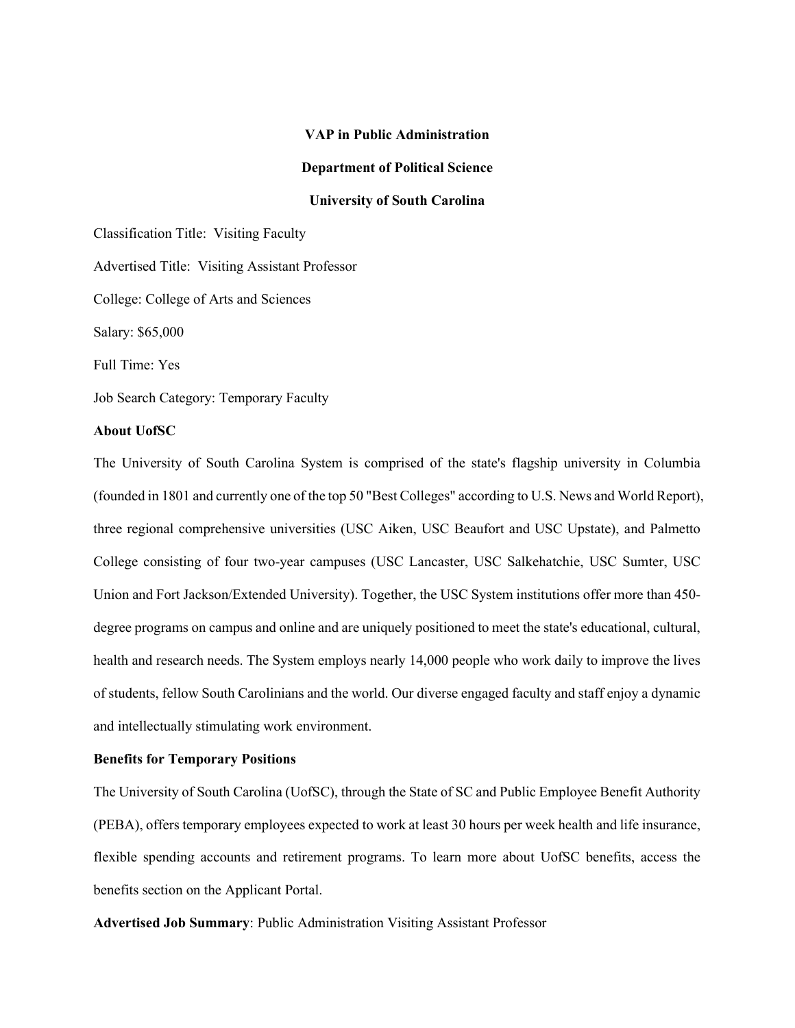**VAP in Public Administration**

**Department of Political Science**

**University of South Carolina**

Classification Title: Visiting Faculty

Advertised Title: Visiting Assistant Professor

College: College of Arts and Sciences

Salary: $65,000

Full Time: Yes

Job Search Category: Temporary Faculty

**About UofSC**

The University of South Carolina System is comprised of the state's flagship university in Columbia (founded in 1801 and currently one of the top 50 "Best Colleges" according to U.S. News and World Report), three regional comprehensive universities (USC Aiken, USC Beaufort and USC Upstate), and Palmetto College consisting of four two-year campuses (USC Lancaster, USC Salkehatchie, USC Sumter, USC Union and Fort Jackson/Extended University). Together, the USC System institutions offer more than 450-degree programs on campus and online and are uniquely positioned to meet the state's educational, cultural, health and research needs. The System employs nearly 14,000 people who work daily to improve the lives of students, fellow South Carolinians and the world. Our diverse engaged faculty and staff enjoy a dynamic and intellectually stimulating work environment.

**Benefits for Temporary Positions**

The University of South Carolina (UofSC), through the State of SC and Public Employee Benefit Authority (PEBA), offers temporary employees expected to work at least 30 hours per week health and life insurance, flexible spending accounts and retirement programs. To learn more about UofSC benefits, access the benefits section on the Applicant Portal.

**Advertised Job Summary**: Public Administration Visiting Assistant Professor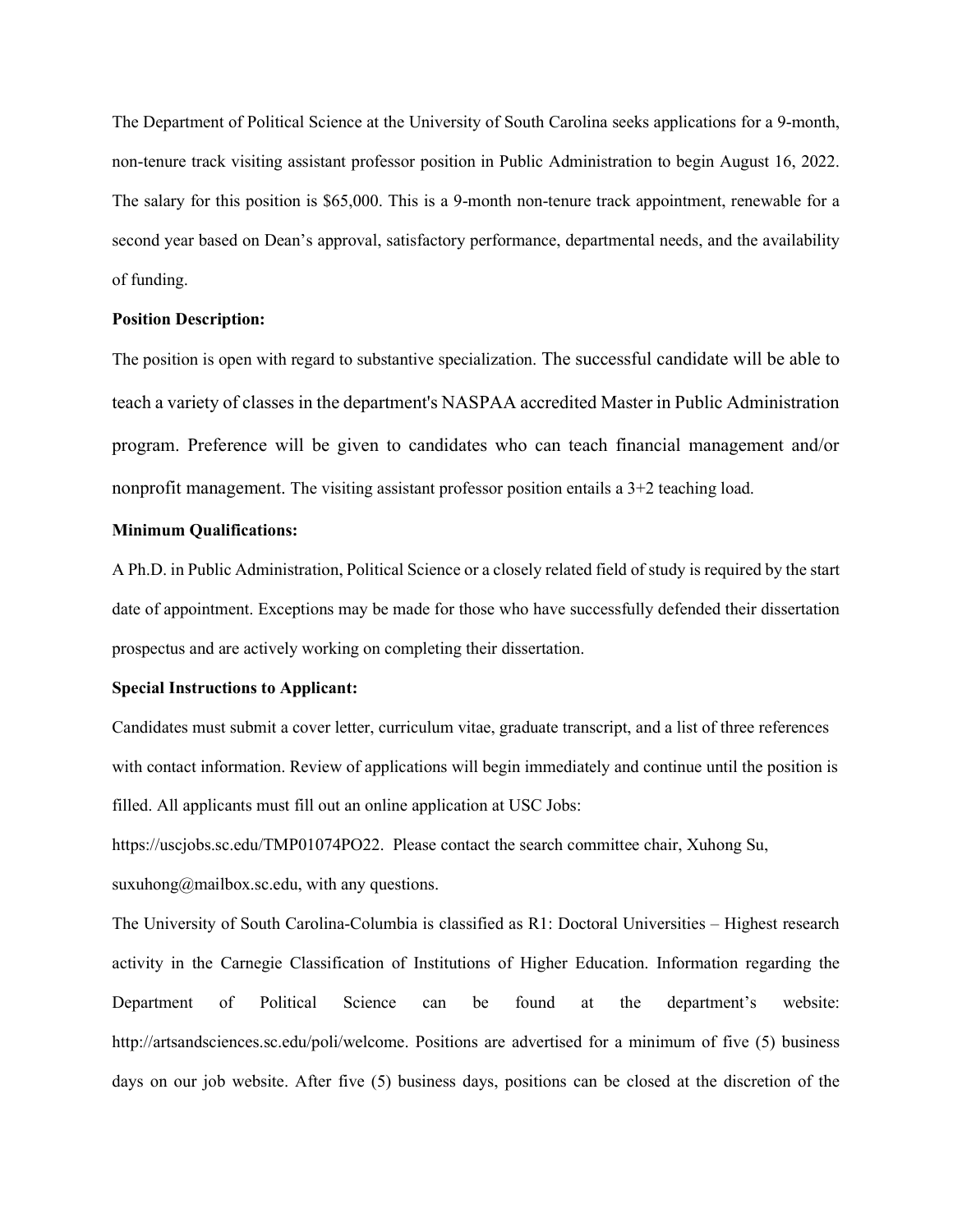The Department of Political Science at the University of South Carolina seeks applications for a 9-month, non-tenure track visiting assistant professor position in Public Administration to begin August 16, 2022. The salary for this position is $65,000. This is a 9-month non-tenure track appointment, renewable for a second year based on Dean's approval, satisfactory performance, departmental needs, and the availability of funding.

**Position Description:**

The position is open with regard to substantive specialization. The successful candidate will be able to teach a variety of classes in the department's NASPAA accredited Master in Public Administration program. Preference will be given to candidates who can teach financial management and/or nonprofit management. The visiting assistant professor position entails a 3+2 teaching load.

**Minimum Qualifications:**

A Ph.D. in Public Administration, Political Science or a closely related field of study is required by the start date of appointment. Exceptions may be made for those who have successfully defended their dissertation prospectus and are actively working on completing their dissertation.

**Special Instructions to Applicant:**

Candidates must submit a cover letter, curriculum vitae, graduate transcript, and a list of three references with contact information. Review of applications will begin immediately and continue until the position is filled. All applicants must fill out an online application at USC Jobs:

https://uscjobs.sc.edu/TMP01074PO22. Please contact the search committee chair, Xuhong Su, suxuhong@mailbox.sc.edu, with any questions.

The University of South Carolina-Columbia is classified as R1: Doctoral Universities – Highest research activity in the Carnegie Classification of Institutions of Higher Education. Information regarding the Department of Political Science can be found at the department's website: http://artsandsciences.sc.edu/poli/welcome. Positions are advertised for a minimum of five (5) business days on our job website. After five (5) business days, positions can be closed at the discretion of the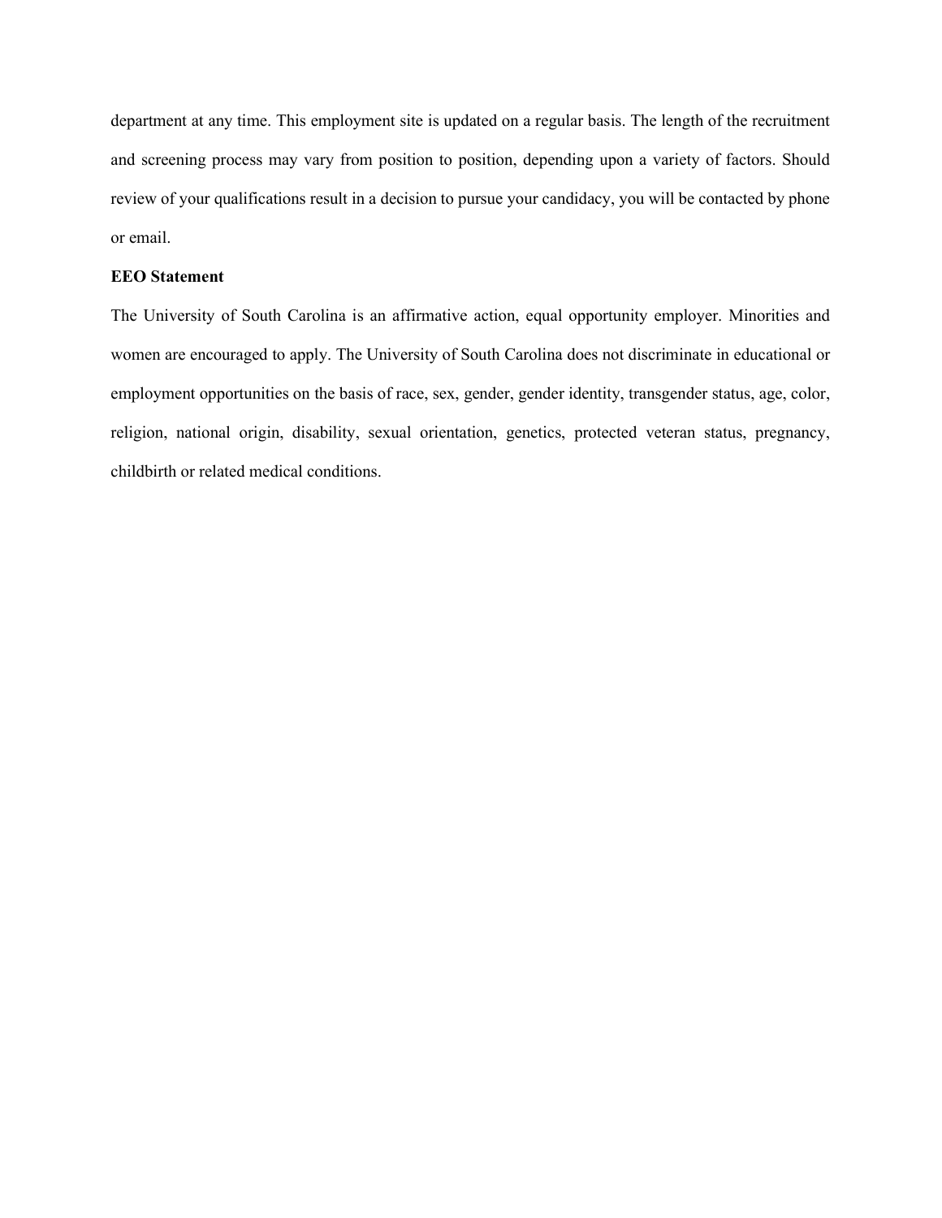department at any time. This employment site is updated on a regular basis. The length of the recruitment and screening process may vary from position to position, depending upon a variety of factors. Should review of your qualifications result in a decision to pursue your candidacy, you will be contacted by phone or email.

**EEO Statement**

The University of South Carolina is an affirmative action, equal opportunity employer. Minorities and women are encouraged to apply. The University of South Carolina does not discriminate in educational or employment opportunities on the basis of race, sex, gender, gender identity, transgender status, age, color, religion, national origin, disability, sexual orientation, genetics, protected veteran status, pregnancy, childbirth or related medical conditions.